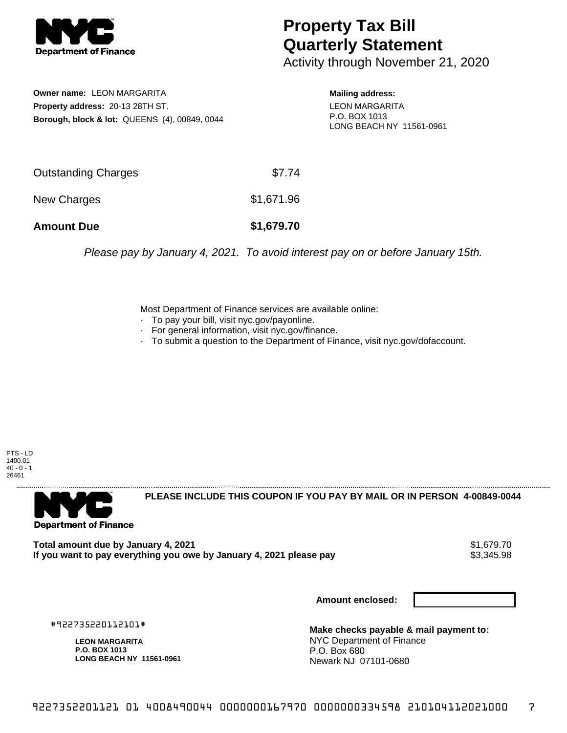# Property Tax Bill Quarterly Statement

Activity through November 21, 2020

**Owner name:** LEON MARGARITA
**Property address:** 20-13 28TH ST.
**Borough, block & lot:** QUEENS (4), 00849, 0044

**Mailing address:**
LEON MARGARITA
P.O. BOX 1013
LONG BEACH NY 11561-0961

| | |
|---|---|
| Outstanding Charges | $7.74 |
| New Charges | $1,671.96 |
| **Amount Due** | **$1,679.70** |

*Please pay by January 4, 2021. To avoid interest pay on or before January 15th.*

Most Department of Finance services are available online:
- To pay your bill, visit nyc.gov/payonline.
- For general information, visit nyc.gov/finance.
- To submit a question to the Department of Finance, visit nyc.gov/dofaccount.

PTS - LD
1400.01
40 - 0 - 1
26461

**PLEASE INCLUDE THIS COUPON IF YOU PAY BY MAIL OR IN PERSON 4-00849-0044**

| | |
|---|---|
| **Total amount due by January 4, 2021** | $1,679.70 |
| **If you want to pay everything you owe by January 4, 2021 please pay** | $3,345.98 |

**Amount enclosed:**

#922735220112101#

**LEON MARGARITA**
**P.O. BOX 1013**
**LONG BEACH NY 11561-0961**

**Make checks payable & mail payment to:**
NYC Department of Finance
P.O. Box 680
Newark NJ 07101-0680

9227352201121 01 4008490044 0000000167970 0000000334598 210104112021000 7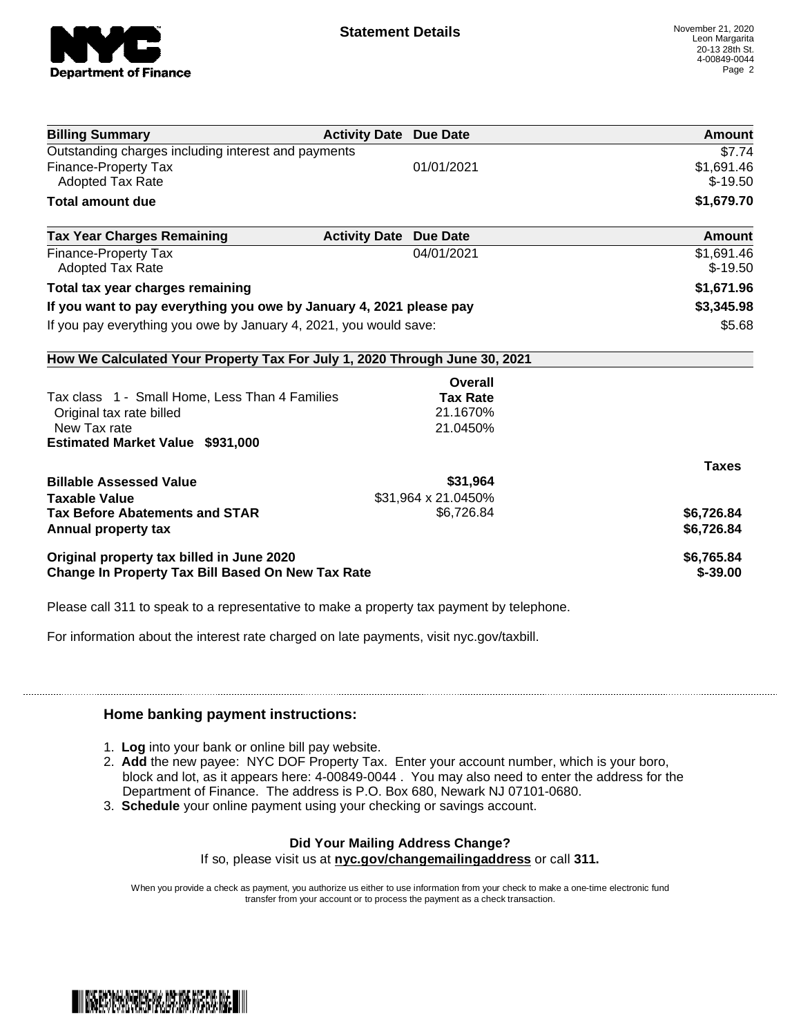**Statement Details**

November 21, 2020
Leon Margarita
20-13 28th St.
4-00849-0044

| Billing Summary | Activity Date | Due Date | Amount |
|---|---|---|---|
| Outstanding charges including interest and payments | | | $7.74 |
| Finance-Property Tax | | 01/01/2021 | $1,691.46 |
| Adopted Tax Rate | | | $-19.50 |
| **Total amount due** | | | **$1,679.70** |

| Tax Year Charges Remaining | Activity Date | Due Date | Amount |
|---|---|---|---|
| Finance-Property Tax | | 04/01/2021 | $1,691.46 |
| Adopted Tax Rate | | | $-19.50 |
| **Total tax year charges remaining** | | | **$1,671.96** |
| **If you want to pay everything you owe by January 4, 2021 please pay** | | | **$3,345.98** |
| If you pay everything you owe by January 4, 2021, you would save: | | | $5.68 |

**How We Calculated Your Property Tax For July 1, 2020 Through June 30, 2021**

| | Overall Tax Rate | Taxes |
|---|---|---|
| Tax class 1 - Small Home, Less Than 4 Families | | |
| Original tax rate billed | 21.1670% | |
| New Tax rate | 21.0450% | |
| **Estimated Market Value $931,000** | | |
| **Billable Assessed Value** | **$31,964** | |
| **Taxable Value** | $31,964 x 21.0450% | |
| **Tax Before Abatements and STAR** | $6,726.84 | **$6,726.84** |
| **Annual property tax** | | **$6,726.84** |
| **Original property tax billed in June 2020** | | **$6,765.84** |
| **Change In Property Tax Bill Based On New Tax Rate** | | **$-39.00** |

Please call 311 to speak to a representative to make a property tax payment by telephone.

For information about the interest rate charged on late payments, visit nyc.gov/taxbill.

## Home banking payment instructions:

1. **Log** into your bank or online bill pay website.
2. **Add** the new payee: NYC DOF Property Tax. Enter your account number, which is your boro, block and lot, as it appears here: 4-00849-0044 . You may also need to enter the address for the Department of Finance. The address is P.O. Box 680, Newark NJ 07101-0680.
3. **Schedule** your online payment using your checking or savings account.

**Did Your Mailing Address Change?**
If so, please visit us at **nyc.gov/changemailingaddress** or call **311.**

When you provide a check as payment, you authorize us either to use information from your check to make a one-time electronic fund transfer from your account or to process the payment as a check transaction.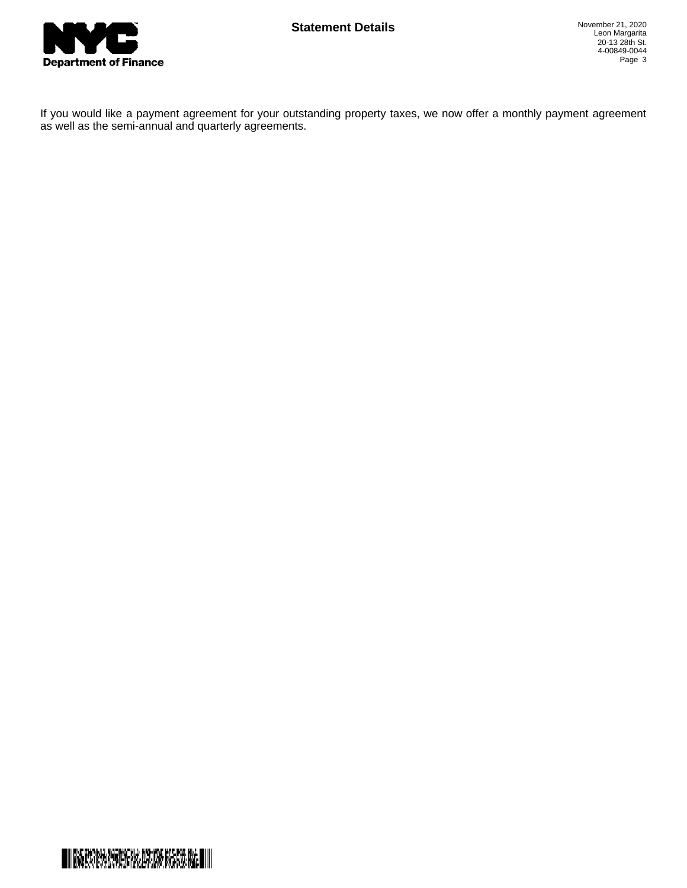If you would like a payment agreement for your outstanding property taxes, we now offer a monthly payment agreement as well as the semi-annual and quarterly agreements.